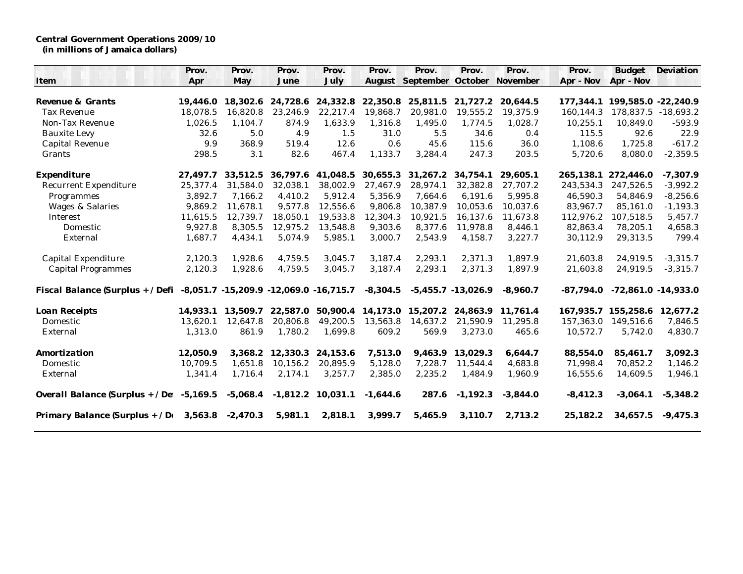**Central Government Operations 2009/10**
**(in millions of Jamaica dollars)**

| Item | Prov. Apr | Prov. May | Prov. June | Prov. July | Prov. August | Prov. September | Prov. October | Prov. November | Prov. Apr - Nov | Budget Apr - Nov | Deviation |
|---|---|---|---|---|---|---|---|---|---|---|---|
| **Revenue & Grants** | **19,446.0** | **18,302.6** | **24,728.6** | **24,332.8** | **22,350.8** | **25,811.5** | **21,727.2** | **20,644.5** | **177,344.1** | **199,585.0** | **-22,240.9** |
| Tax Revenue | 18,078.5 | 16,820.8 | 23,246.9 | 22,217.4 | 19,868.7 | 20,981.0 | 19,555.2 | 19,375.9 | 160,144.3 | 178,837.5 | -18,693.2 |
| Non-Tax Revenue | 1,026.5 | 1,104.7 | 874.9 | 1,633.9 | 1,316.8 | 1,495.0 | 1,774.5 | 1,028.7 | 10,255.1 | 10,849.0 | -593.9 |
| Bauxite Levy | 32.6 | 5.0 | 4.9 | 1.5 | 31.0 | 5.5 | 34.6 | 0.4 | 115.5 | 92.6 | 22.9 |
| Capital Revenue | 9.9 | 368.9 | 519.4 | 12.6 | 0.6 | 45.6 | 115.6 | 36.0 | 1,108.6 | 1,725.8 | -617.2 |
| Grants | 298.5 | 3.1 | 82.6 | 467.4 | 1,133.7 | 3,284.4 | 247.3 | 203.5 | 5,720.6 | 8,080.0 | -2,359.5 |
| **Expenditure** | **27,497.7** | **33,512.5** | **36,797.6** | **41,048.5** | **30,655.3** | **31,267.2** | **34,754.1** | **29,605.1** | **265,138.1** | **272,446.0** | **-7,307.9** |
| Recurrent Expenditure | 25,377.4 | 31,584.0 | 32,038.1 | 38,002.9 | 27,467.9 | 28,974.1 | 32,382.8 | 27,707.2 | 243,534.3 | 247,526.5 | -3,992.2 |
| Programmes | 3,892.7 | 7,166.2 | 4,410.2 | 5,912.4 | 5,356.9 | 7,664.6 | 6,191.6 | 5,995.8 | 46,590.3 | 54,846.9 | -8,256.6 |
| Wages & Salaries | 9,869.2 | 11,678.1 | 9,577.8 | 12,556.6 | 9,806.8 | 10,387.9 | 10,053.6 | 10,037.6 | 83,967.7 | 85,161.0 | -1,193.3 |
| Interest | 11,615.5 | 12,739.7 | 18,050.1 | 19,533.8 | 12,304.3 | 10,921.5 | 16,137.6 | 11,673.8 | 112,976.2 | 107,518.5 | 5,457.7 |
| Domestic | 9,927.8 | 8,305.5 | 12,975.2 | 13,548.8 | 9,303.6 | 8,377.6 | 11,978.8 | 8,446.1 | 82,863.4 | 78,205.1 | 4,658.3 |
| External | 1,687.7 | 4,434.1 | 5,074.9 | 5,985.1 | 3,000.7 | 2,543.9 | 4,158.7 | 3,227.7 | 30,112.9 | 29,313.5 | 799.4 |
| Capital Expenditure | 2,120.3 | 1,928.6 | 4,759.5 | 3,045.7 | 3,187.4 | 2,293.1 | 2,371.3 | 1,897.9 | 21,603.8 | 24,919.5 | -3,315.7 |
| Capital Programmes | 2,120.3 | 1,928.6 | 4,759.5 | 3,045.7 | 3,187.4 | 2,293.1 | 2,371.3 | 1,897.9 | 21,603.8 | 24,919.5 | -3,315.7 |
| **Fiscal Balance (Surplus + / Defi** | **-8,051.7** | **-15,209.9** | **-12,069.0** | **-16,715.7** | **-8,304.5** | **-5,455.7** | **-13,026.9** | **-8,960.7** | **-87,794.0** | **-72,861.0** | **-14,933.0** |
| **Loan Receipts** | **14,933.1** | **13,509.7** | **22,587.0** | **50,900.4** | **14,173.0** | **15,207.2** | **24,863.9** | **11,761.4** | **167,935.7** | **155,258.6** | **12,677.2** |
| Domestic | 13,620.1 | 12,647.8 | 20,806.8 | 49,200.5 | 13,563.8 | 14,637.2 | 21,590.9 | 11,295.8 | 157,363.0 | 149,516.6 | 7,846.5 |
| External | 1,313.0 | 861.9 | 1,780.2 | 1,699.8 | 609.2 | 569.9 | 3,273.0 | 465.6 | 10,572.7 | 5,742.0 | 4,830.7 |
| **Amortization** | **12,050.9** | **3,368.2** | **12,330.3** | **24,153.6** | **7,513.0** | **9,463.9** | **13,029.3** | **6,644.7** | **88,554.0** | **85,461.7** | **3,092.3** |
| Domestic | 10,709.5 | 1,651.8 | 10,156.2 | 20,895.9 | 5,128.0 | 7,228.7 | 11,544.4 | 4,683.8 | 71,998.4 | 70,852.2 | 1,146.2 |
| External | 1,341.4 | 1,716.4 | 2,174.1 | 3,257.7 | 2,385.0 | 2,235.2 | 1,484.9 | 1,960.9 | 16,555.6 | 14,609.5 | 1,946.1 |
| **Overall Balance (Surplus + / De** | **-5,169.5** | **-5,068.4** | **-1,812.2** | **10,031.1** | **-1,644.6** | **287.6** | **-1,192.3** | **-3,844.0** | **-8,412.3** | **-3,064.1** | **-5,348.2** |
| **Primary Balance (Surplus + / D** | **3,563.8** | **-2,470.3** | **5,981.1** | **2,818.1** | **3,999.7** | **5,465.9** | **3,110.7** | **2,713.2** | **25,182.2** | **34,657.5** | **-9,475.3** |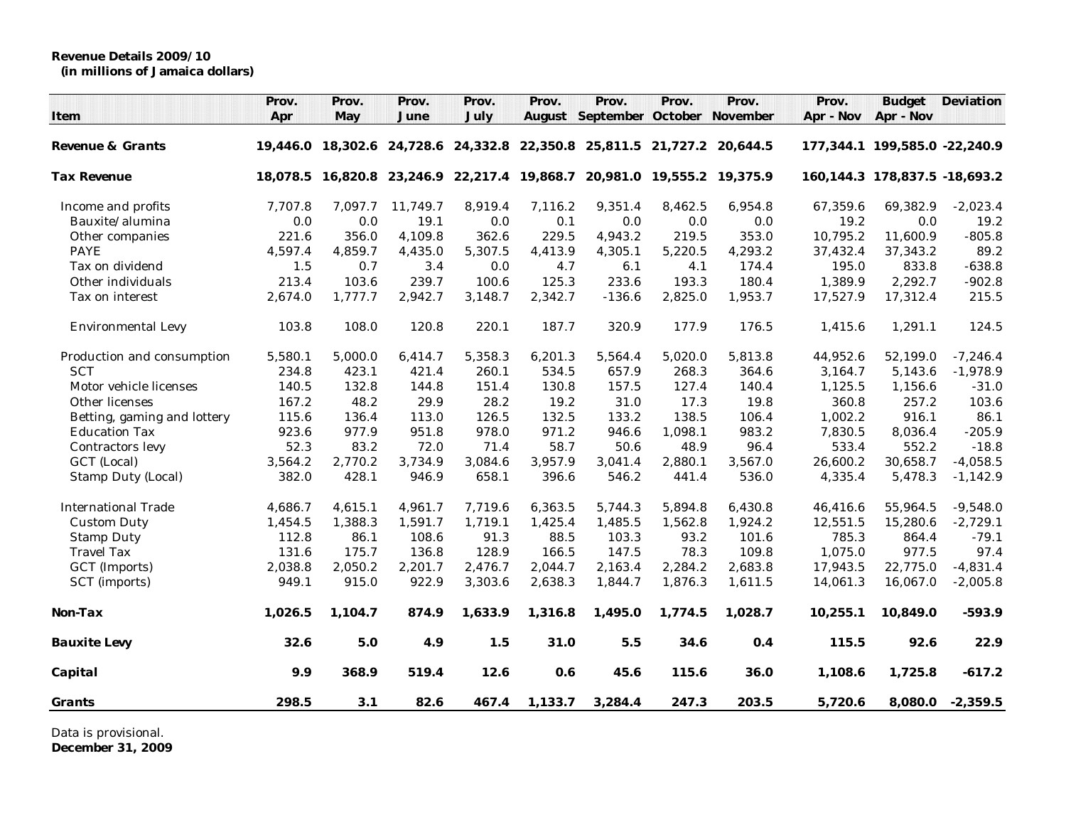**Revenue Details 2009/10**
**(in millions of Jamaica dollars)**

| Item | Prov. Apr | Prov. May | Prov. June | Prov. July | Prov. August | Prov. September | Prov. October | Prov. November | Prov. Apr - Nov | Budget Apr - Nov | Deviation |
|---|---|---|---|---|---|---|---|---|---|---|---|
| **Revenue & Grants** | **19,446.0** | **18,302.6** | **24,728.6** | **24,332.8** | **22,350.8** | **25,811.5** | **21,727.2** | **20,644.5** | **177,344.1** | **199,585.0** | **-22,240.9** |
| **Tax Revenue** | **18,078.5** | **16,820.8** | **23,246.9** | **22,217.4** | **19,868.7** | **20,981.0** | **19,555.2** | **19,375.9** | **160,144.3** | **178,837.5** | **-18,693.2** |
| Income and profits | 7,707.8 | 7,097.7 | 11,749.7 | 8,919.4 | 7,116.2 | 9,351.4 | 8,462.5 | 6,954.8 | 67,359.6 | 69,382.9 | -2,023.4 |
| Bauxite/alumina | 0.0 | 0.0 | 19.1 | 0.0 | 0.1 | 0.0 | 0.0 | 0.0 | 19.2 | 0.0 | 19.2 |
| Other companies | 221.6 | 356.0 | 4,109.8 | 362.6 | 229.5 | 4,943.2 | 219.5 | 353.0 | 10,795.2 | 11,600.9 | -805.8 |
| PAYE | 4,597.4 | 4,859.7 | 4,435.0 | 5,307.5 | 4,413.9 | 4,305.1 | 5,220.5 | 4,293.2 | 37,432.4 | 37,343.2 | 89.2 |
| Tax on dividend | 1.5 | 0.7 | 3.4 | 0.0 | 4.7 | 6.1 | 4.1 | 174.4 | 195.0 | 833.8 | -638.8 |
| Other individuals | 213.4 | 103.6 | 239.7 | 100.6 | 125.3 | 233.6 | 193.3 | 180.4 | 1,389.9 | 2,292.7 | -902.8 |
| Tax on interest | 2,674.0 | 1,777.7 | 2,942.7 | 3,148.7 | 2,342.7 | -136.6 | 2,825.0 | 1,953.7 | 17,527.9 | 17,312.4 | 215.5 |
| Environmental Levy | 103.8 | 108.0 | 120.8 | 220.1 | 187.7 | 320.9 | 177.9 | 176.5 | 1,415.6 | 1,291.1 | 124.5 |
| Production and consumption | 5,580.1 | 5,000.0 | 6,414.7 | 5,358.3 | 6,201.3 | 5,564.4 | 5,020.0 | 5,813.8 | 44,952.6 | 52,199.0 | -7,246.4 |
| SCT | 234.8 | 423.1 | 421.4 | 260.1 | 534.5 | 657.9 | 268.3 | 364.6 | 3,164.7 | 5,143.6 | -1,978.9 |
| Motor vehicle licenses | 140.5 | 132.8 | 144.8 | 151.4 | 130.8 | 157.5 | 127.4 | 140.4 | 1,125.5 | 1,156.6 | -31.0 |
| Other licenses | 167.2 | 48.2 | 29.9 | 28.2 | 19.2 | 31.0 | 17.3 | 19.8 | 360.8 | 257.2 | 103.6 |
| Betting, gaming and lottery | 115.6 | 136.4 | 113.0 | 126.5 | 132.5 | 133.2 | 138.5 | 106.4 | 1,002.2 | 916.1 | 86.1 |
| Education Tax | 923.6 | 977.9 | 951.8 | 978.0 | 971.2 | 946.6 | 1,098.1 | 983.2 | 7,830.5 | 8,036.4 | -205.9 |
| Contractors levy | 52.3 | 83.2 | 72.0 | 71.4 | 58.7 | 50.6 | 48.9 | 96.4 | 533.4 | 552.2 | -18.8 |
| GCT (Local) | 3,564.2 | 2,770.2 | 3,734.9 | 3,084.6 | 3,957.9 | 3,041.4 | 2,880.1 | 3,567.0 | 26,600.2 | 30,658.7 | -4,058.5 |
| Stamp Duty (Local) | 382.0 | 428.1 | 946.9 | 658.1 | 396.6 | 546.2 | 441.4 | 536.0 | 4,335.4 | 5,478.3 | -1,142.9 |
| International Trade | 4,686.7 | 4,615.1 | 4,961.7 | 7,719.6 | 6,363.5 | 5,744.3 | 5,894.8 | 6,430.8 | 46,416.6 | 55,964.5 | -9,548.0 |
| Custom Duty | 1,454.5 | 1,388.3 | 1,591.7 | 1,719.1 | 1,425.4 | 1,485.5 | 1,562.8 | 1,924.2 | 12,551.5 | 15,280.6 | -2,729.1 |
| Stamp Duty | 112.8 | 86.1 | 108.6 | 91.3 | 88.5 | 103.3 | 93.2 | 101.6 | 785.3 | 864.4 | -79.1 |
| Travel Tax | 131.6 | 175.7 | 136.8 | 128.9 | 166.5 | 147.5 | 78.3 | 109.8 | 1,075.0 | 977.5 | 97.4 |
| GCT (Imports) | 2,038.8 | 2,050.2 | 2,201.7 | 2,476.7 | 2,044.7 | 2,163.4 | 2,284.2 | 2,683.8 | 17,943.5 | 22,775.0 | -4,831.4 |
| SCT (imports) | 949.1 | 915.0 | 922.9 | 3,303.6 | 2,638.3 | 1,844.7 | 1,876.3 | 1,611.5 | 14,061.3 | 16,067.0 | -2,005.8 |
| **Non-Tax** | **1,026.5** | **1,104.7** | **874.9** | **1,633.9** | **1,316.8** | **1,495.0** | **1,774.5** | **1,028.7** | **10,255.1** | **10,849.0** | **-593.9** |
| **Bauxite Levy** | **32.6** | **5.0** | **4.9** | **1.5** | **31.0** | **5.5** | **34.6** | **0.4** | **115.5** | **92.6** | **22.9** |
| **Capital** | **9.9** | **368.9** | **519.4** | **12.6** | **0.6** | **45.6** | **115.6** | **36.0** | **1,108.6** | **1,725.8** | **-617.2** |
| **Grants** | **298.5** | **3.1** | **82.6** | **467.4** | **1,133.7** | **3,284.4** | **247.3** | **203.5** | **5,720.6** | **8,080.0** | **-2,359.5** |

Data is provisional.
**December 31, 2009**